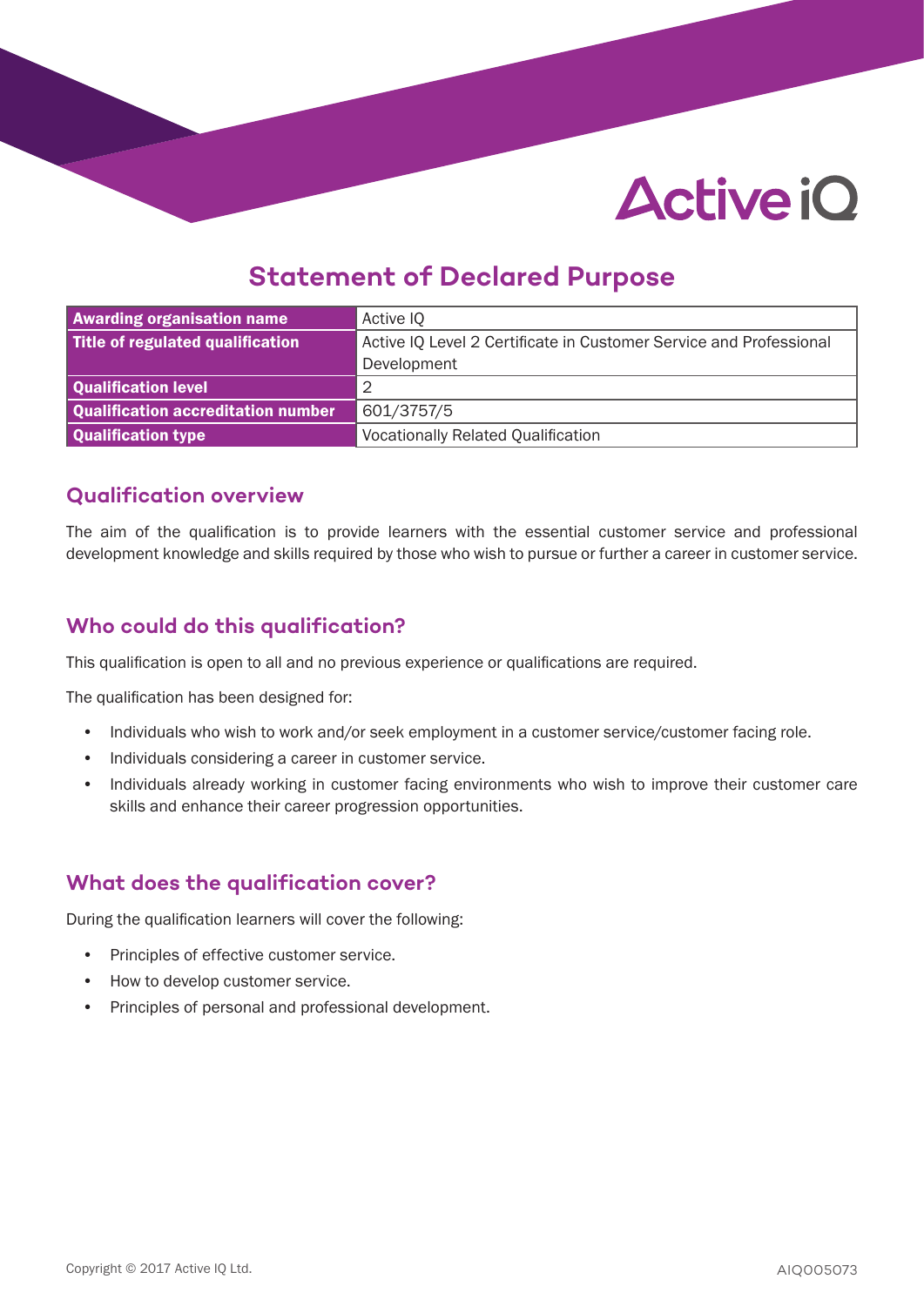# Statement of Declared Purpose

| Awarding organisation name | Active IQ |
|---|---|
| Title of regulated qualification | Active IQ Level 2 Certificate in Customer Service and Professional Development |
| Qualification level | 2 |
| Qualification accreditation number | 601/3757/5 |
| Qualification type | Vocationally Related Qualification |

## Qualification overview

The aim of the qualification is to provide learners with the essential customer service and professional development knowledge and skills required by those who wish to pursue or further a career in customer service.

## Who could do this qualification?

This qualification is open to all and no previous experience or qualifications are required.

The qualification has been designed for:

- Individuals who wish to work and/or seek employment in a customer service/customer facing role.
- Individuals considering a career in customer service.
- Individuals already working in customer facing environments who wish to improve their customer care skills and enhance their career progression opportunities.

## What does the qualification cover?

During the qualification learners will cover the following:

- Principles of effective customer service.
- How to develop customer service.
- Principles of personal and professional development.

Copyright © 2017 Active IQ Ltd. AIQ005073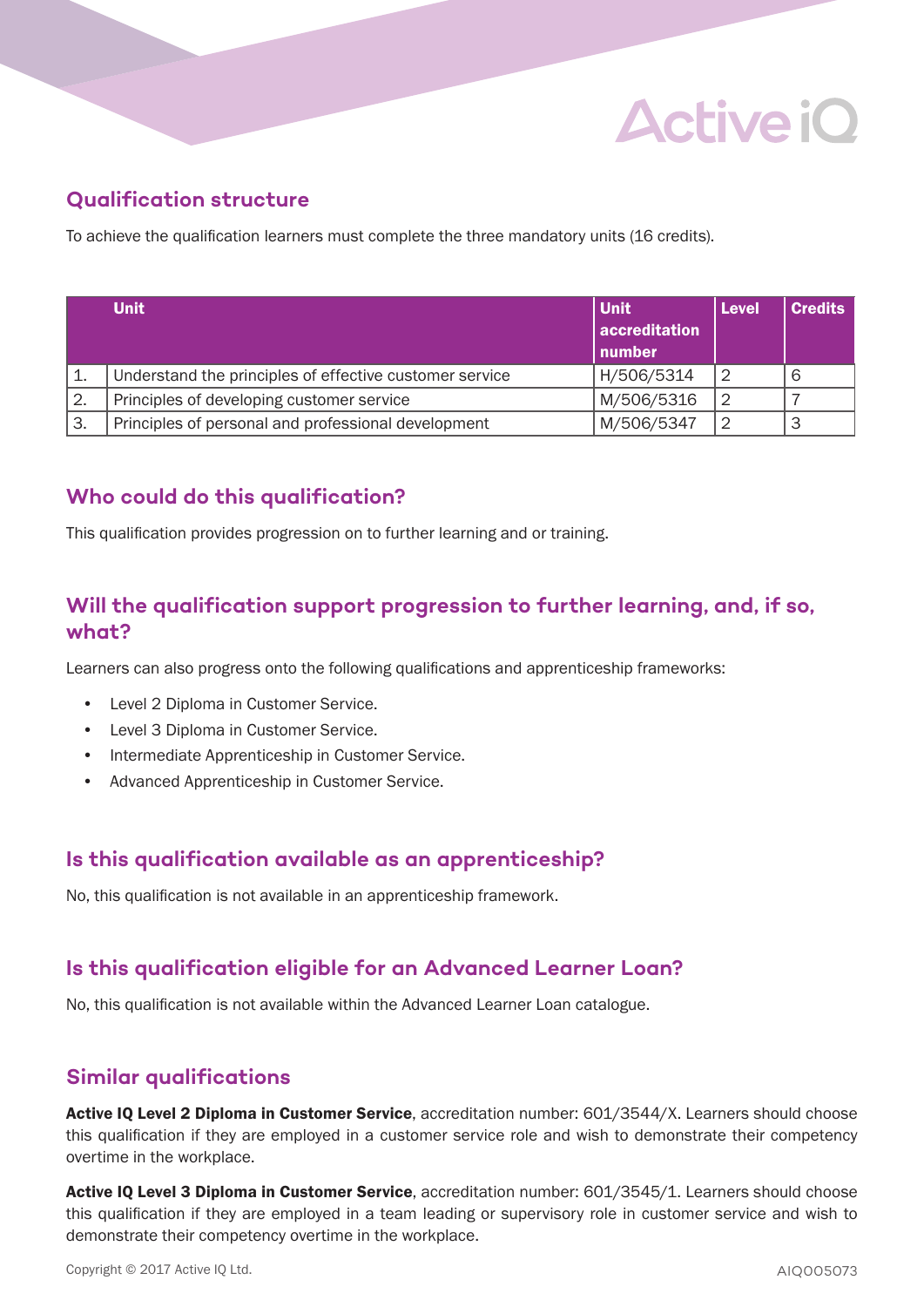## Qualification structure

To achieve the qualification learners must complete the three mandatory units (16 credits).

| | Unit | Unit accreditation number | Level | Credits |
|---|---|---|---|---|
| 1. | Understand the principles of effective customer service | H/506/5314 | 2 | 6 |
| 2. | Principles of developing customer service | M/506/5316 | 2 | 7 |
| 3. | Principles of personal and professional development | M/506/5347 | 2 | 3 |

## Who could do this qualification?

This qualification provides progression on to further learning and or training.

## Will the qualification support progression to further learning, and, if so, what?

Learners can also progress onto the following qualifications and apprenticeship frameworks:

- Level 2 Diploma in Customer Service.
- Level 3 Diploma in Customer Service.
- Intermediate Apprenticeship in Customer Service.
- Advanced Apprenticeship in Customer Service.

## Is this qualification available as an apprenticeship?

No, this qualification is not available in an apprenticeship framework.

## Is this qualification eligible for an Advanced Learner Loan?

No, this qualification is not available within the Advanced Learner Loan catalogue.

## Similar qualifications

**Active IQ Level 2 Diploma in Customer Service**, accreditation number: 601/3544/X. Learners should choose this qualification if they are employed in a customer service role and wish to demonstrate their competency overtime in the workplace.

**Active IQ Level 3 Diploma in Customer Service**, accreditation number: 601/3545/1. Learners should choose this qualification if they are employed in a team leading or supervisory role in customer service and wish to demonstrate their competency overtime in the workplace.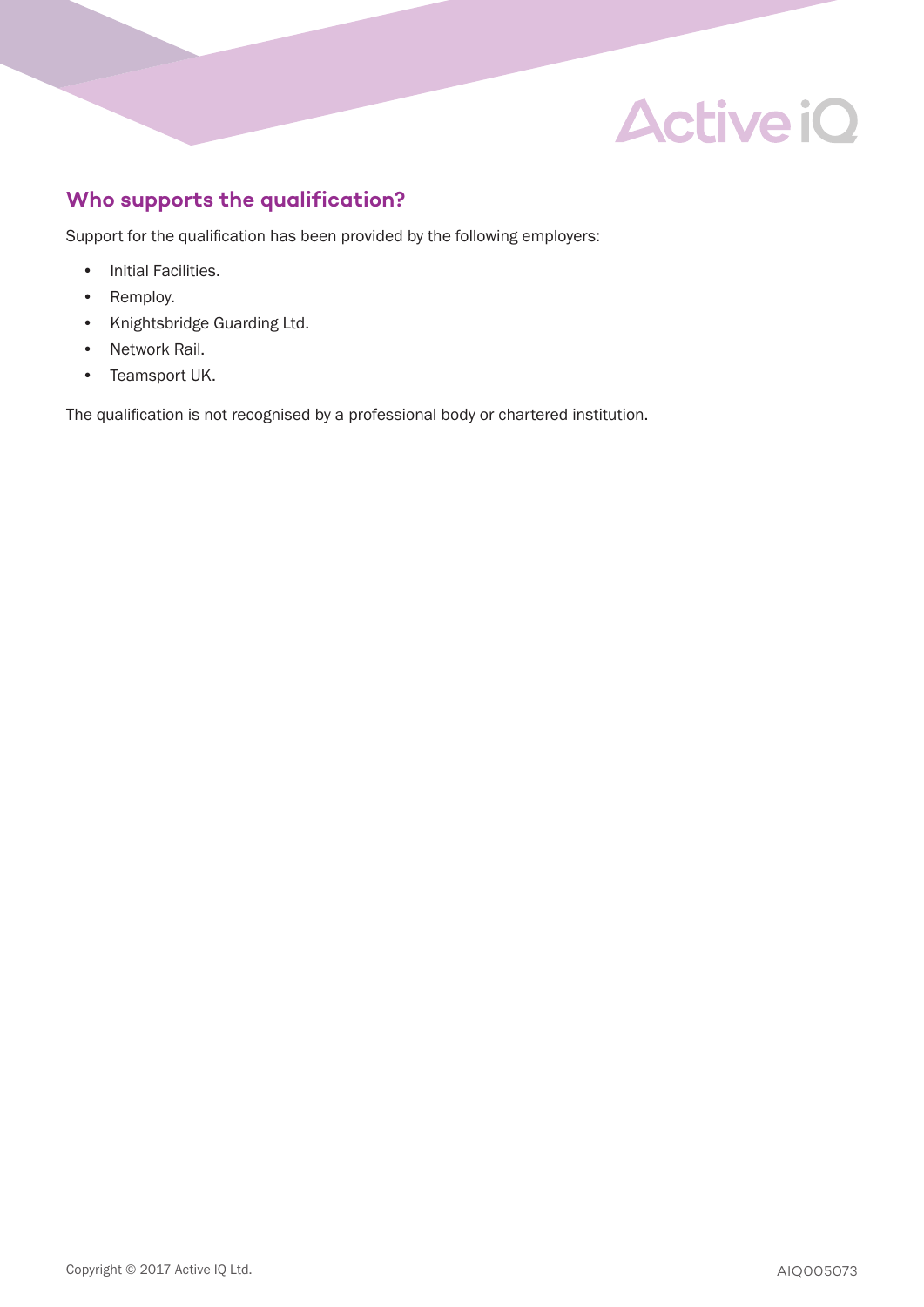## Who supports the qualification?

Support for the qualification has been provided by the following employers:

- Initial Facilities.
- Remploy.
- Knightsbridge Guarding Ltd.
- Network Rail.
- Teamsport UK.

The qualification is not recognised by a professional body or chartered institution.